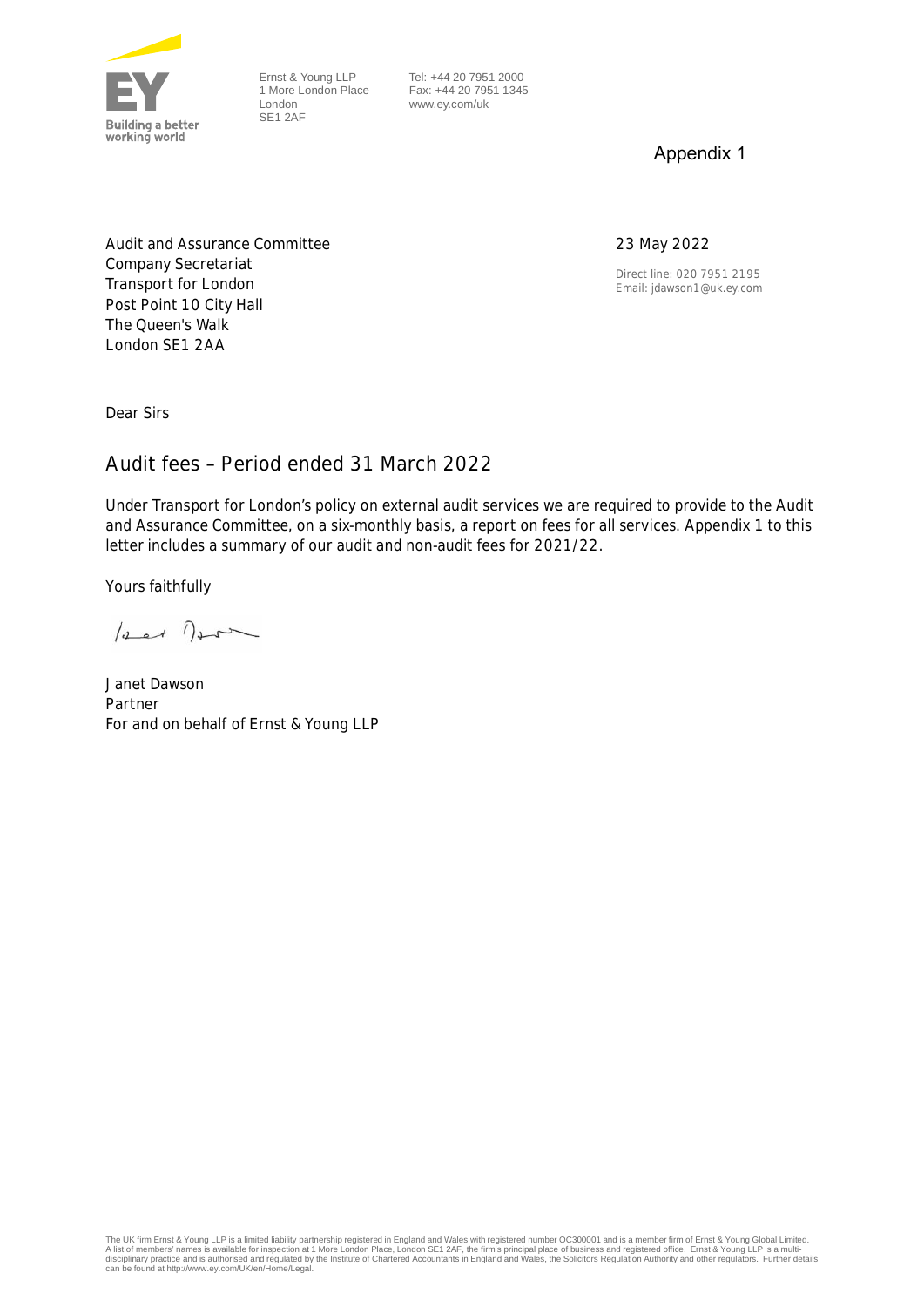Building a better working world

Ernst & Young LLP
1 More London Place
London
SE1 2AF

Tel: +44 20 7951 2000
Fax: +44 20 7951 1345
www.ey.com/uk

Appendix 1

Audit and Assurance Committee
Company Secretariat
Transport for London
Post Point 10 City Hall
The Queen's Walk
London SE1 2AA

23 May 2022

Direct line: 020 7951 2195
Email: jdawson1@uk.ey.com

Dear Sirs

## Audit fees – Period ended 31 March 2022

Under Transport for London's policy on external audit services we are required to provide to the Audit and Assurance Committee, on a six-monthly basis, a report on fees for all services. Appendix 1 to this letter includes a summary of our audit and non-audit fees for 2021/22.

Yours faithfully

Janet Dawson
Partner
For and on behalf of Ernst & Young LLP

The UK firm Ernst & Young LLP is a limited liability partnership registered in England and Wales with registered number OC300001 and is a member firm of Ernst & Young Global Limited. A list of members' names is available for inspection at 1 More London Place, London SE1 2AF, the firm's principal place of business and registered office. Ernst & Young LLP is a multi-disciplinary practice and is authorised and regulated by the Institute of Chartered Accountants in England and Wales, the Solicitors Regulation Authority and other regulators. Further details can be found at http://www.ey.com/UK/en/Home/Legal.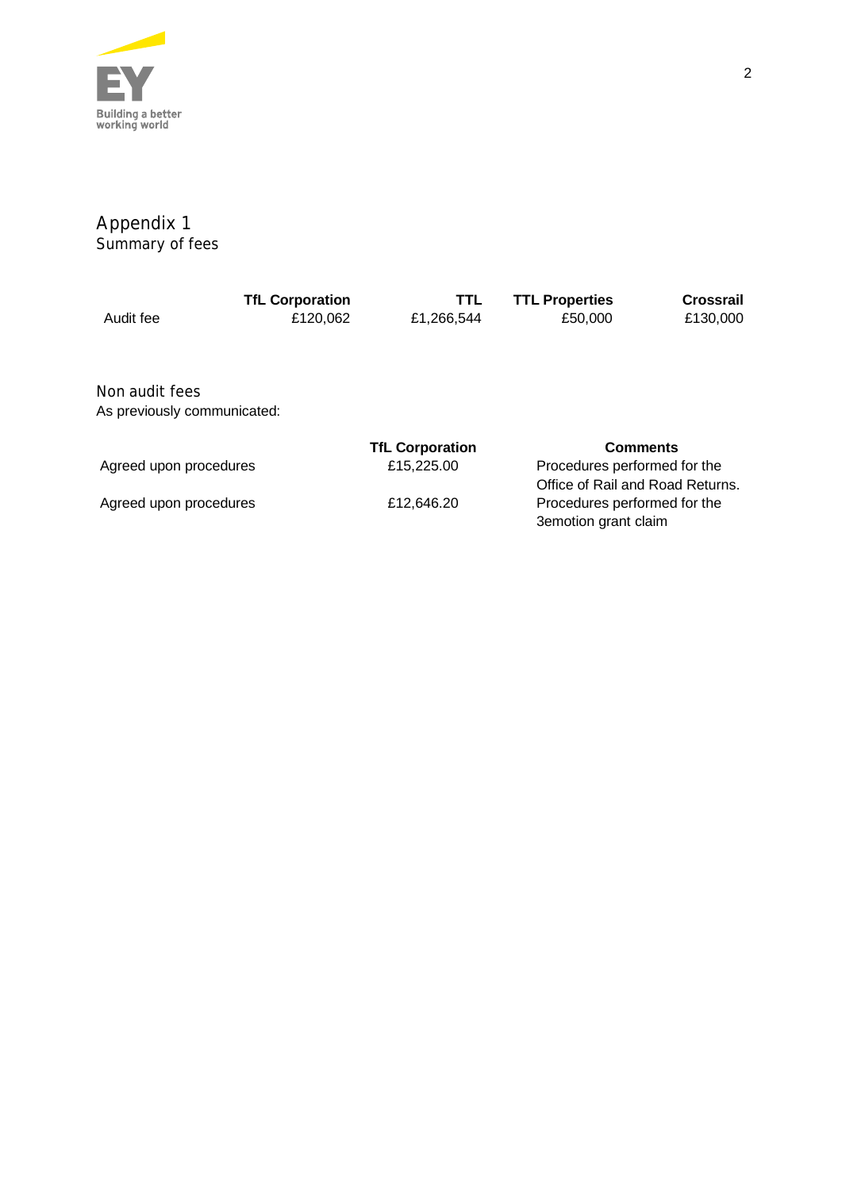# Appendix 1

## Summary of fees

| | TfL Corporation | TTL | TTL Properties | Crossrail |
|---|---|---|---|---|
| Audit fee | £120,062 | £1,266,544 | £50,000 | £130,000 |

## Non audit fees

As previously communicated:

| | TfL Corporation | Comments |
|---|---|---|
| Agreed upon procedures | £15,225.00 | Procedures performed for the Office of Rail and Road Returns. |
| Agreed upon procedures | £12,646.20 | Procedures performed for the 3emotion grant claim |